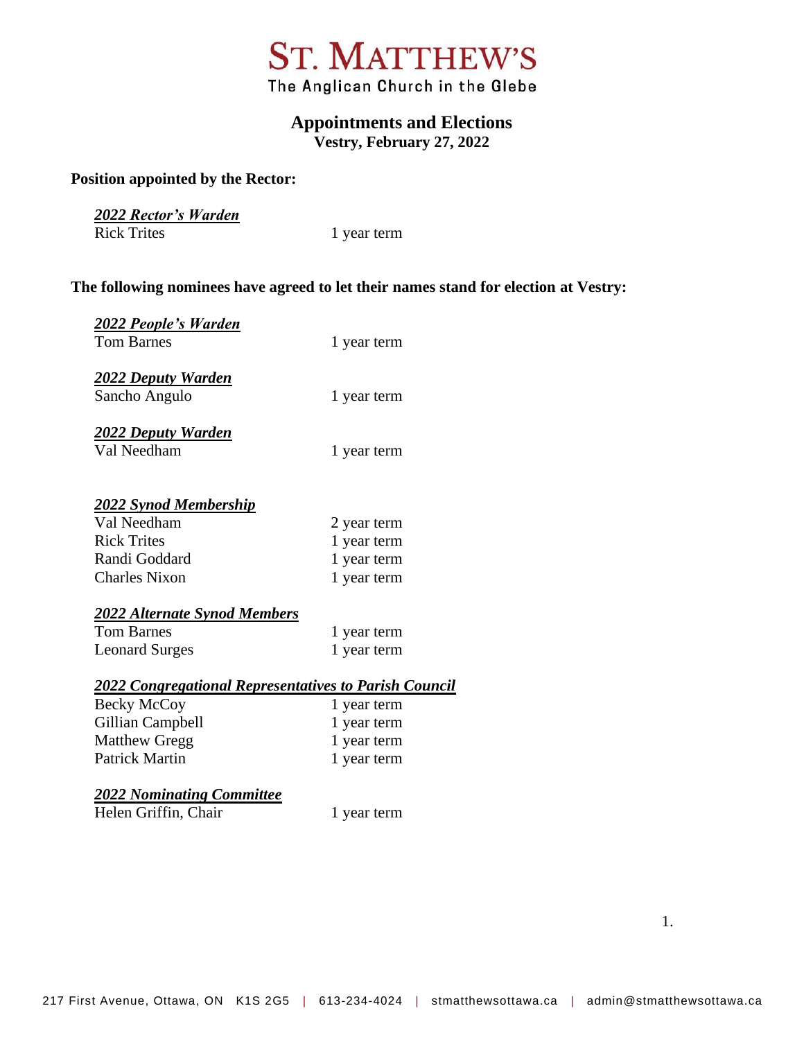# ST. MATTHEW'S

The Anglican Church in the Glebe

## Appointments and Elections

**Vestry, February 27, 2022**

**Position appointed by the Rector:**

***2022 Rector's Warden***

Rick Trites — 1 year term

**The following nominees have agreed to let their names stand for election at Vestry:**

***2022 People's Warden***

Tom Barnes — 1 year term

***2022 Deputy Warden***

Sancho Angulo — 1 year term

***2022 Deputy Warden***

Val Needham — 1 year term

***2022 Synod Membership***

| | |
|---|---|
| Val Needham | 2 year term |
| Rick Trites | 1 year term |
| Randi Goddard | 1 year term |
| Charles Nixon | 1 year term |

***2022 Alternate Synod Members***

| | |
|---|---|
| Tom Barnes | 1 year term |
| Leonard Surges | 1 year term |

***2022 Congregational Representatives to Parish Council***

| | |
|---|---|
| Becky McCoy | 1 year term |
| Gillian Campbell | 1 year term |
| Matthew Gregg | 1 year term |
| Patrick Martin | 1 year term |

***2022 Nominating Committee***

Helen Griffin, Chair — 1 year term

217 First Avenue, Ottawa, ON K1S 2G5 | 613-234-4024 | stmatthewsottawa.ca | admin@stmatthewsottawa.ca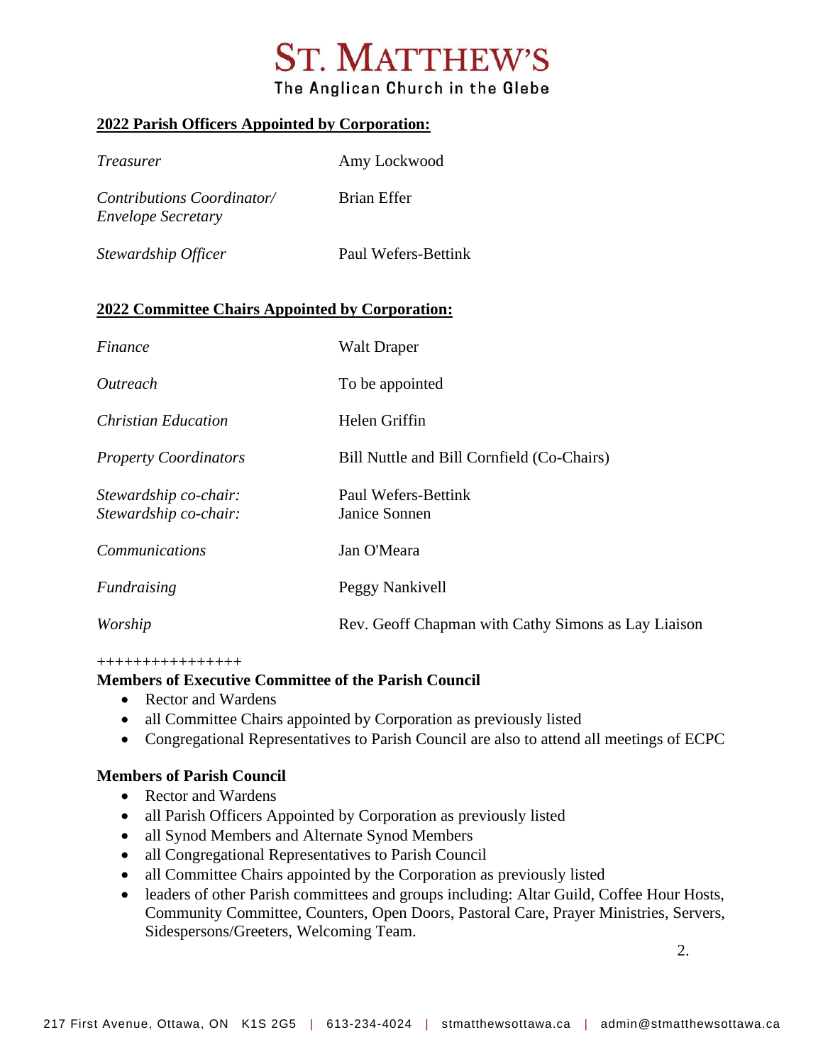# ST. MATTHEW'S

The Anglican Church in the Glebe

**2022 Parish Officers Appointed by Corporation:**

| | |
|---|---|
| *Treasurer* | Amy Lockwood |
| *Contributions Coordinator/ Envelope Secretary* | Brian Effer |
| *Stewardship Officer* | Paul Wefers-Bettink |

**2022 Committee Chairs Appointed by Corporation:**

| | |
|---|---|
| *Finance* | Walt Draper |
| *Outreach* | To be appointed |
| *Christian Education* | Helen Griffin |
| *Property Coordinators* | Bill Nuttle and Bill Cornfield (Co-Chairs) |
| *Stewardship co-chair:* | Paul Wefers-Bettink |
| *Stewardship co-chair:* | Janice Sonnen |
| *Communications* | Jan O'Meara |
| *Fundraising* | Peggy Nankivell |
| *Worship* | Rev. Geoff Chapman with Cathy Simons as Lay Liaison |

++++++++++++++++

**Members of Executive Committee of the Parish Council**

- Rector and Wardens
- all Committee Chairs appointed by Corporation as previously listed
- Congregational Representatives to Parish Council are also to attend all meetings of ECPC

**Members of Parish Council**

- Rector and Wardens
- all Parish Officers Appointed by Corporation as previously listed
- all Synod Members and Alternate Synod Members
- all Congregational Representatives to Parish Council
- all Committee Chairs appointed by the Corporation as previously listed
- leaders of other Parish committees and groups including: Altar Guild, Coffee Hour Hosts, Community Committee, Counters, Open Doors, Pastoral Care, Prayer Ministries, Servers, Sidespersons/Greeters, Welcoming Team.

217 First Avenue, Ottawa, ON K1S 2G5 | 613-234-4024 | stmatthewsottawa.ca | admin@stmatthewsottawa.ca